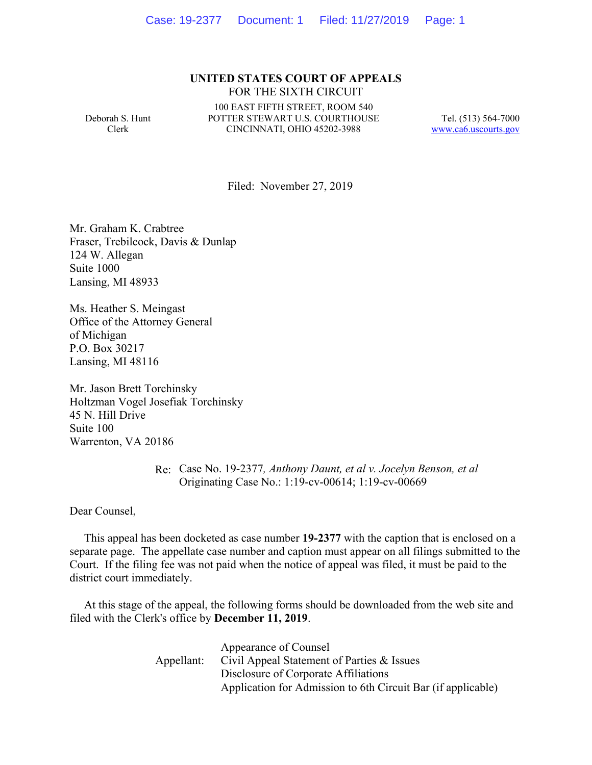**UNITED STATES COURT OF APPEALS**
FOR THE SIXTH CIRCUIT

Deborah S. Hunt
Clerk

100 EAST FIFTH STREET, ROOM 540
POTTER STEWART U.S. COURTHOUSE
CINCINNATI, OHIO 45202-3988

Tel. (513) 564-7000
www.ca6.uscourts.gov

Filed: November 27, 2019

Mr. Graham K. Crabtree
Fraser, Trebilcock, Davis & Dunlap
124 W. Allegan
Suite 1000
Lansing, MI 48933

Ms. Heather S. Meingast
Office of the Attorney General
of Michigan
P.O. Box 30217
Lansing, MI 48116

Mr. Jason Brett Torchinsky
Holtzman Vogel Josefiak Torchinsky
45 N. Hill Drive
Suite 100
Warrenton, VA 20186

Re: Case No. 19-2377*, Anthony Daunt, et al v. Jocelyn Benson, et al*
Originating Case No.: 1:19-cv-00614; 1:19-cv-00669

Dear Counsel,

This appeal has been docketed as case number **19-2377** with the caption that is enclosed on a separate page. The appellate case number and caption must appear on all filings submitted to the Court. If the filing fee was not paid when the notice of appeal was filed, it must be paid to the district court immediately.

At this stage of the appeal, the following forms should be downloaded from the web site and filed with the Clerk's office by **December 11, 2019**.

Appellant:
- Appearance of Counsel
- Civil Appeal Statement of Parties & Issues
- Disclosure of Corporate Affiliations
- Application for Admission to 6th Circuit Bar (if applicable)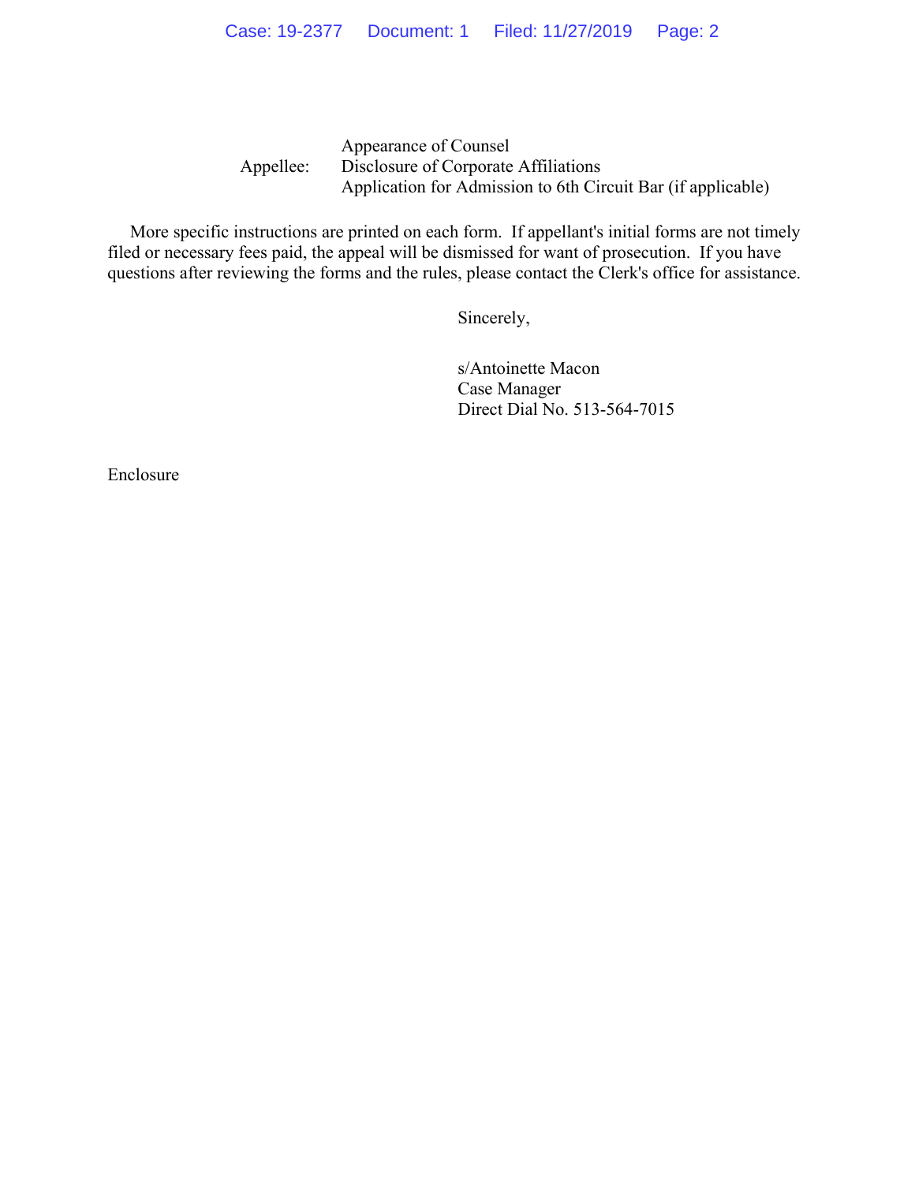Appellee: Appearance of Counsel
Disclosure of Corporate Affiliations
Application for Admission to 6th Circuit Bar (if applicable)

More specific instructions are printed on each form. If appellant's initial forms are not timely filed or necessary fees paid, the appeal will be dismissed for want of prosecution. If you have questions after reviewing the forms and the rules, please contact the Clerk's office for assistance.

Sincerely,

s/Antoinette Macon
Case Manager
Direct Dial No. 513-564-7015

Enclosure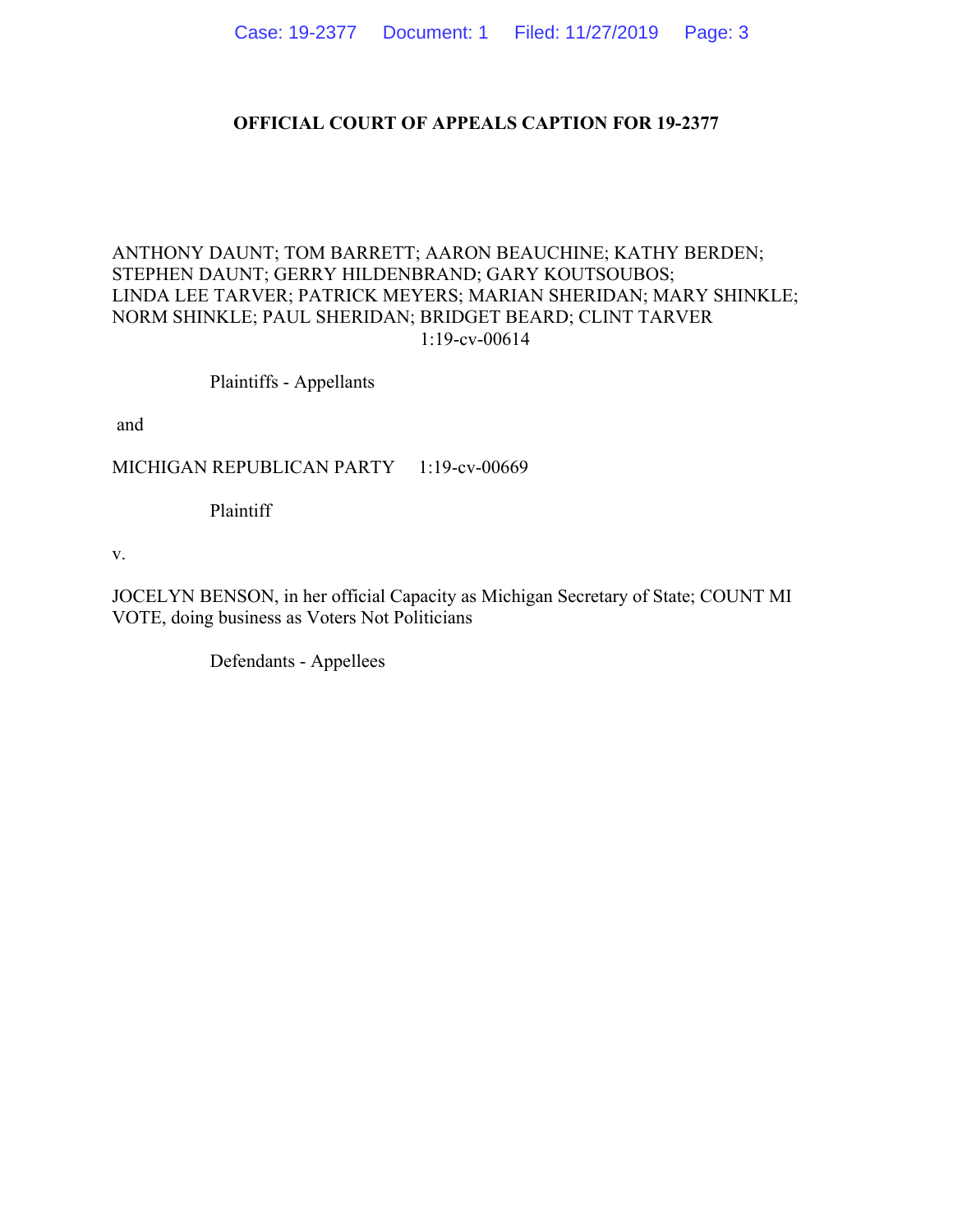**OFFICIAL COURT OF APPEALS CAPTION FOR 19-2377**

ANTHONY DAUNT; TOM BARRETT; AARON BEAUCHINE; KATHY BERDEN; STEPHEN DAUNT; GERRY HILDENBRAND; GARY KOUTSOUBOS; LINDA LEE TARVER; PATRICK MEYERS; MARIAN SHERIDAN; MARY SHINKLE; NORM SHINKLE; PAUL SHERIDAN; BRIDGET BEARD; CLINT TARVER
1:19-cv-00614

Plaintiffs - Appellants

and

MICHIGAN REPUBLICAN PARTY 1:19-cv-00669

Plaintiff

v.

JOCELYN BENSON, in her official Capacity as Michigan Secretary of State; COUNT MI VOTE, doing business as Voters Not Politicians

Defendants - Appellees